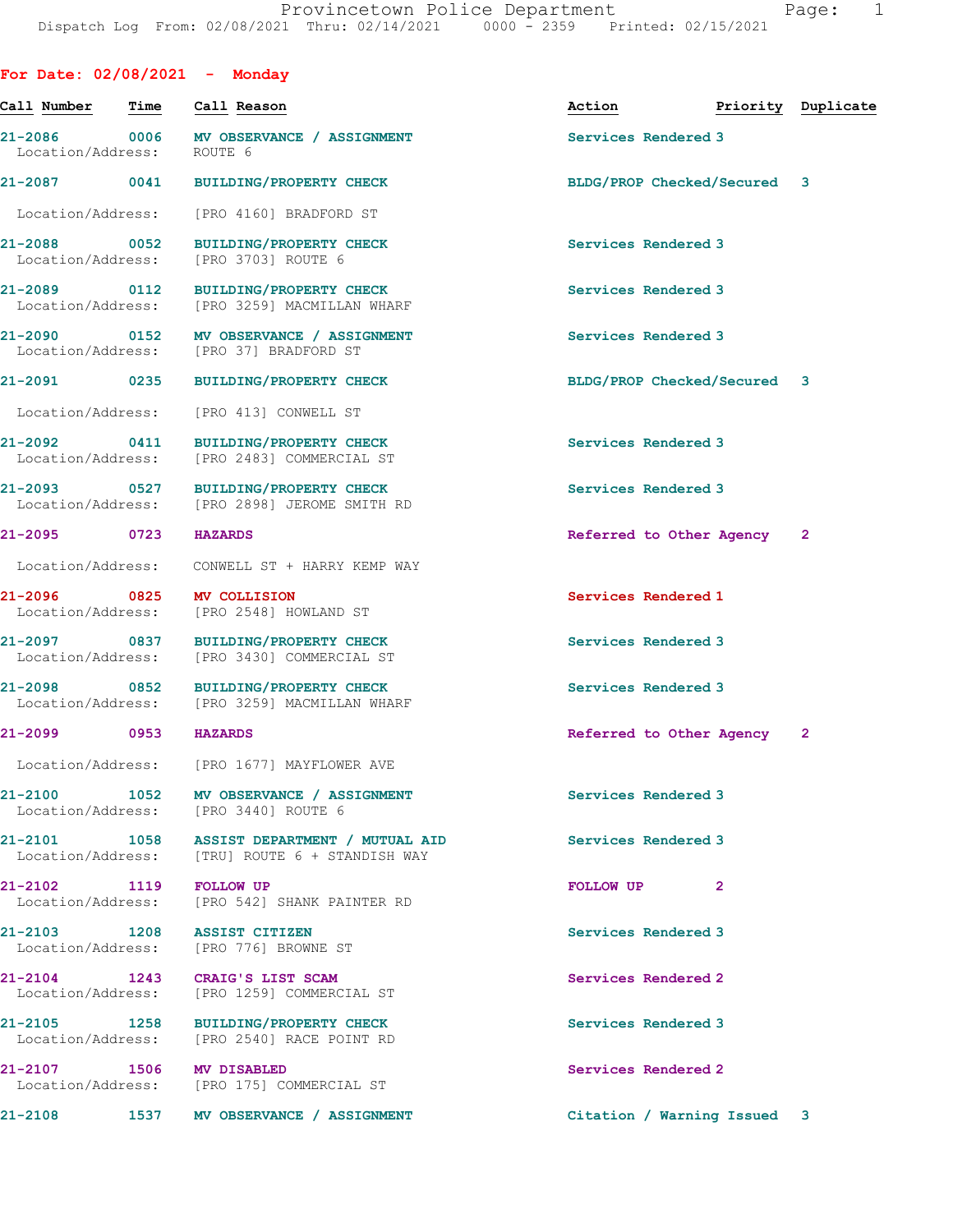**For Date: 02/08/2021 - Monday**

| Call Number | Time | Call Reason | Action | Priority | Duplicate |
|---|---|---|---|---|---|
| 21-2086 | 0006 | MV OBSERVANCE / ASSIGNMENT | Services Rendered | 3 | |
| Location/Address: | | ROUTE 6 | | | |
| 21-2087 | 0041 | BUILDING/PROPERTY CHECK | BLDG/PROP Checked/Secured | 3 | |
| Location/Address: | | [PRO 4160] BRADFORD ST | | | |
| 21-2088 | 0052 | BUILDING/PROPERTY CHECK | Services Rendered | 3 | |
| Location/Address: | | [PRO 3703] ROUTE 6 | | | |
| 21-2089 | 0112 | BUILDING/PROPERTY CHECK | Services Rendered | 3 | |
| Location/Address: | | [PRO 3259] MACMILLAN WHARF | | | |
| 21-2090 | 0152 | MV OBSERVANCE / ASSIGNMENT | Services Rendered | 3 | |
| Location/Address: | | [PRO 37] BRADFORD ST | | | |
| 21-2091 | 0235 | BUILDING/PROPERTY CHECK | BLDG/PROP Checked/Secured | 3 | |
| Location/Address: | | [PRO 413] CONWELL ST | | | |
| 21-2092 | 0411 | BUILDING/PROPERTY CHECK | Services Rendered | 3 | |
| Location/Address: | | [PRO 2483] COMMERCIAL ST | | | |
| 21-2093 | 0527 | BUILDING/PROPERTY CHECK | Services Rendered | 3 | |
| Location/Address: | | [PRO 2898] JEROME SMITH RD | | | |
| 21-2095 | 0723 | HAZARDS | Referred to Other Agency | 2 | |
| Location/Address: | | CONWELL ST + HARRY KEMP WAY | | | |
| 21-2096 | 0825 | MV COLLISION | Services Rendered | 1 | |
| Location/Address: | | [PRO 2548] HOWLAND ST | | | |
| 21-2097 | 0837 | BUILDING/PROPERTY CHECK | Services Rendered | 3 | |
| Location/Address: | | [PRO 3430] COMMERCIAL ST | | | |
| 21-2098 | 0852 | BUILDING/PROPERTY CHECK | Services Rendered | 3 | |
| Location/Address: | | [PRO 3259] MACMILLAN WHARF | | | |
| 21-2099 | 0953 | HAZARDS | Referred to Other Agency | 2 | |
| Location/Address: | | [PRO 1677] MAYFLOWER AVE | | | |
| 21-2100 | 1052 | MV OBSERVANCE / ASSIGNMENT | Services Rendered | 3 | |
| Location/Address: | | [PRO 3440] ROUTE 6 | | | |
| 21-2101 | 1058 | ASSIST DEPARTMENT / MUTUAL AID | Services Rendered | 3 | |
| Location/Address: | | [TRU] ROUTE 6 + STANDISH WAY | | | |
| 21-2102 | 1119 | FOLLOW UP | FOLLOW UP | 2 | |
| Location/Address: | | [PRO 542] SHANK PAINTER RD | | | |
| 21-2103 | 1208 | ASSIST CITIZEN | Services Rendered | 3 | |
| Location/Address: | | [PRO 776] BROWNE ST | | | |
| 21-2104 | 1243 | CRAIG'S LIST SCAM | Services Rendered | 2 | |
| Location/Address: | | [PRO 1259] COMMERCIAL ST | | | |
| 21-2105 | 1258 | BUILDING/PROPERTY CHECK | Services Rendered | 3 | |
| Location/Address: | | [PRO 2540] RACE POINT RD | | | |
| 21-2107 | 1506 | MV DISABLED | Services Rendered | 2 | |
| Location/Address: | | [PRO 175] COMMERCIAL ST | | | |
| 21-2108 | 1537 | MV OBSERVANCE / ASSIGNMENT | Citation / Warning Issued | 3 | |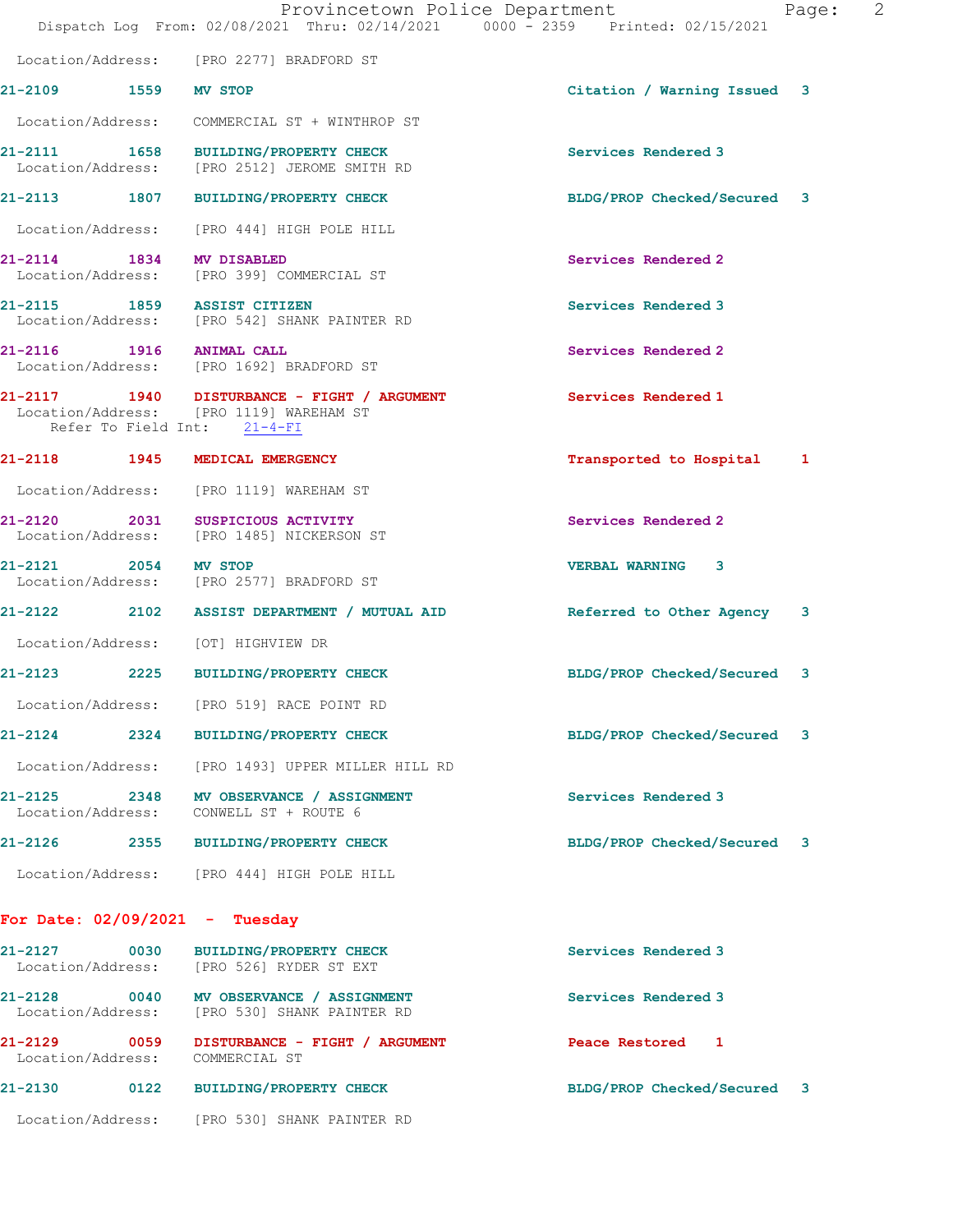Location/Address: [PRO 2277] BRADFORD ST

**21-2109 1559 MV STOP** — Citation / Warning Issued 3
Location/Address: COMMERCIAL ST + WINTHROP ST

**21-2111 1658 BUILDING/PROPERTY CHECK** — Services Rendered 3
Location/Address: [PRO 2512] JEROME SMITH RD

**21-2113 1807 BUILDING/PROPERTY CHECK** — BLDG/PROP Checked/Secured 3
Location/Address: [PRO 444] HIGH POLE HILL

**21-2114 1834 MV DISABLED** — Services Rendered 2
Location/Address: [PRO 399] COMMERCIAL ST

**21-2115 1859 ASSIST CITIZEN** — Services Rendered 3
Location/Address: [PRO 542] SHANK PAINTER RD

**21-2116 1916 ANIMAL CALL** — Services Rendered 2
Location/Address: [PRO 1692] BRADFORD ST

**21-2117 1940 DISTURBANCE - FIGHT / ARGUMENT** — Services Rendered 1
Location/Address: [PRO 1119] WAREHAM ST
Refer To Field Int: 21-4-FI

**21-2118 1945 MEDICAL EMERGENCY** — Transported to Hospital 1
Location/Address: [PRO 1119] WAREHAM ST

**21-2120 2031 SUSPICIOUS ACTIVITY** — Services Rendered 2
Location/Address: [PRO 1485] NICKERSON ST

**21-2121 2054 MV STOP** — VERBAL WARNING 3
Location/Address: [PRO 2577] BRADFORD ST

**21-2122 2102 ASSIST DEPARTMENT / MUTUAL AID** — Referred to Other Agency 3
Location/Address: [OT] HIGHVIEW DR

**21-2123 2225 BUILDING/PROPERTY CHECK** — BLDG/PROP Checked/Secured 3
Location/Address: [PRO 519] RACE POINT RD

**21-2124 2324 BUILDING/PROPERTY CHECK** — BLDG/PROP Checked/Secured 3
Location/Address: [PRO 1493] UPPER MILLER HILL RD

**21-2125 2348 MV OBSERVANCE / ASSIGNMENT** — Services Rendered 3
Location/Address: CONWELL ST + ROUTE 6

**21-2126 2355 BUILDING/PROPERTY CHECK** — BLDG/PROP Checked/Secured 3
Location/Address: [PRO 444] HIGH POLE HILL

## For Date: 02/09/2021 - Tuesday

**21-2127 0030 BUILDING/PROPERTY CHECK** — Services Rendered 3
Location/Address: [PRO 526] RYDER ST EXT

**21-2128 0040 MV OBSERVANCE / ASSIGNMENT** — Services Rendered 3
Location/Address: [PRO 530] SHANK PAINTER RD

**21-2129 0059 DISTURBANCE - FIGHT / ARGUMENT** — Peace Restored 1
Location/Address: COMMERCIAL ST

**21-2130 0122 BUILDING/PROPERTY CHECK** — BLDG/PROP Checked/Secured 3
Location/Address: [PRO 530] SHANK PAINTER RD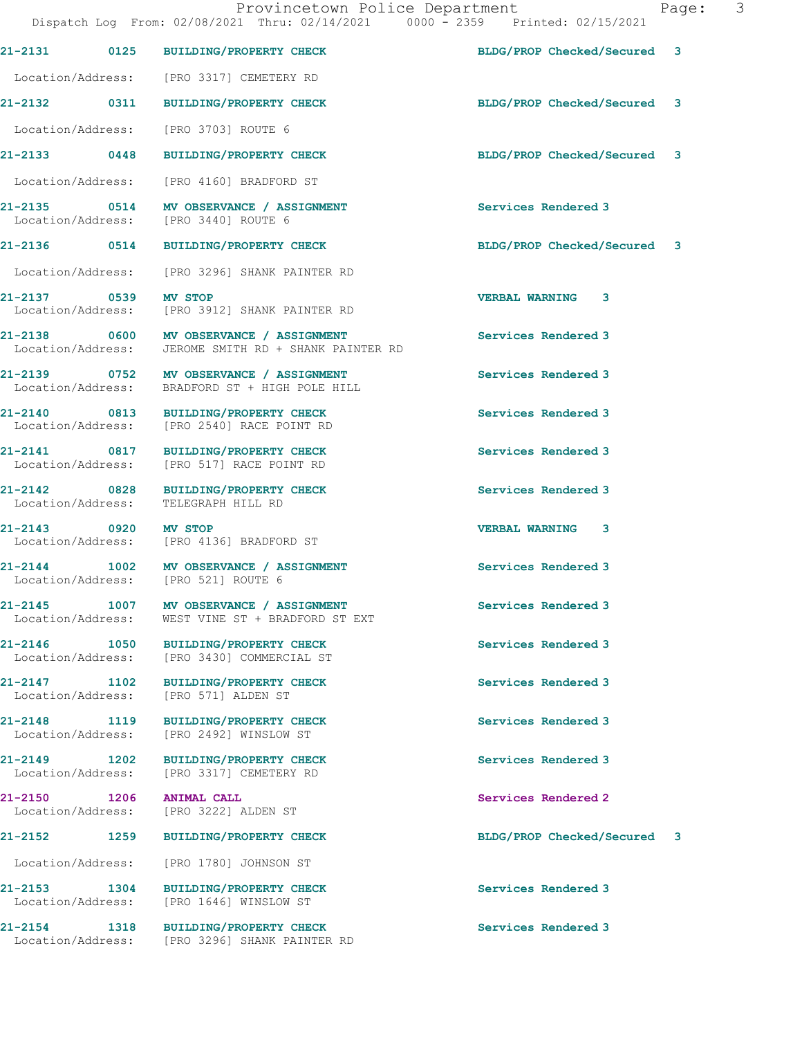**21-2131 0125 BUILDING/PROPERTY CHECK** BLDG/PROP Checked/Secured 3
Location/Address: [PRO 3317] CEMETERY RD

**21-2132 0311 BUILDING/PROPERTY CHECK** BLDG/PROP Checked/Secured 3
Location/Address: [PRO 3703] ROUTE 6

**21-2133 0448 BUILDING/PROPERTY CHECK** BLDG/PROP Checked/Secured 3
Location/Address: [PRO 4160] BRADFORD ST

**21-2135 0514 MV OBSERVANCE / ASSIGNMENT** Services Rendered 3
Location/Address: [PRO 3440] ROUTE 6

**21-2136 0514 BUILDING/PROPERTY CHECK** BLDG/PROP Checked/Secured 3
Location/Address: [PRO 3296] SHANK PAINTER RD

**21-2137 0539 MV STOP** VERBAL WARNING 3
Location/Address: [PRO 3912] SHANK PAINTER RD

**21-2138 0600 MV OBSERVANCE / ASSIGNMENT** Services Rendered 3
Location/Address: JEROME SMITH RD + SHANK PAINTER RD

**21-2139 0752 MV OBSERVANCE / ASSIGNMENT** Services Rendered 3
Location/Address: BRADFORD ST + HIGH POLE HILL

**21-2140 0813 BUILDING/PROPERTY CHECK** Services Rendered 3
Location/Address: [PRO 2540] RACE POINT RD

**21-2141 0817 BUILDING/PROPERTY CHECK** Services Rendered 3
Location/Address: [PRO 517] RACE POINT RD

**21-2142 0828 BUILDING/PROPERTY CHECK** Services Rendered 3
Location/Address: TELEGRAPH HILL RD

**21-2143 0920 MV STOP** VERBAL WARNING 3
Location/Address: [PRO 4136] BRADFORD ST

**21-2144 1002 MV OBSERVANCE / ASSIGNMENT** Services Rendered 3
Location/Address: [PRO 521] ROUTE 6

**21-2145 1007 MV OBSERVANCE / ASSIGNMENT** Services Rendered 3
Location/Address: WEST VINE ST + BRADFORD ST EXT

**21-2146 1050 BUILDING/PROPERTY CHECK** Services Rendered 3
Location/Address: [PRO 3430] COMMERCIAL ST

**21-2147 1102 BUILDING/PROPERTY CHECK** Services Rendered 3
Location/Address: [PRO 571] ALDEN ST

**21-2148 1119 BUILDING/PROPERTY CHECK** Services Rendered 3
Location/Address: [PRO 2492] WINSLOW ST

**21-2149 1202 BUILDING/PROPERTY CHECK** Services Rendered 3
Location/Address: [PRO 3317] CEMETERY RD

**21-2150 1206 ANIMAL CALL** Services Rendered 2
Location/Address: [PRO 3222] ALDEN ST

**21-2152 1259 BUILDING/PROPERTY CHECK** BLDG/PROP Checked/Secured 3
Location/Address: [PRO 1780] JOHNSON ST

**21-2153 1304 BUILDING/PROPERTY CHECK** Services Rendered 3
Location/Address: [PRO 1646] WINSLOW ST

**21-2154 1318 BUILDING/PROPERTY CHECK** Services Rendered 3
Location/Address: [PRO 3296] SHANK PAINTER RD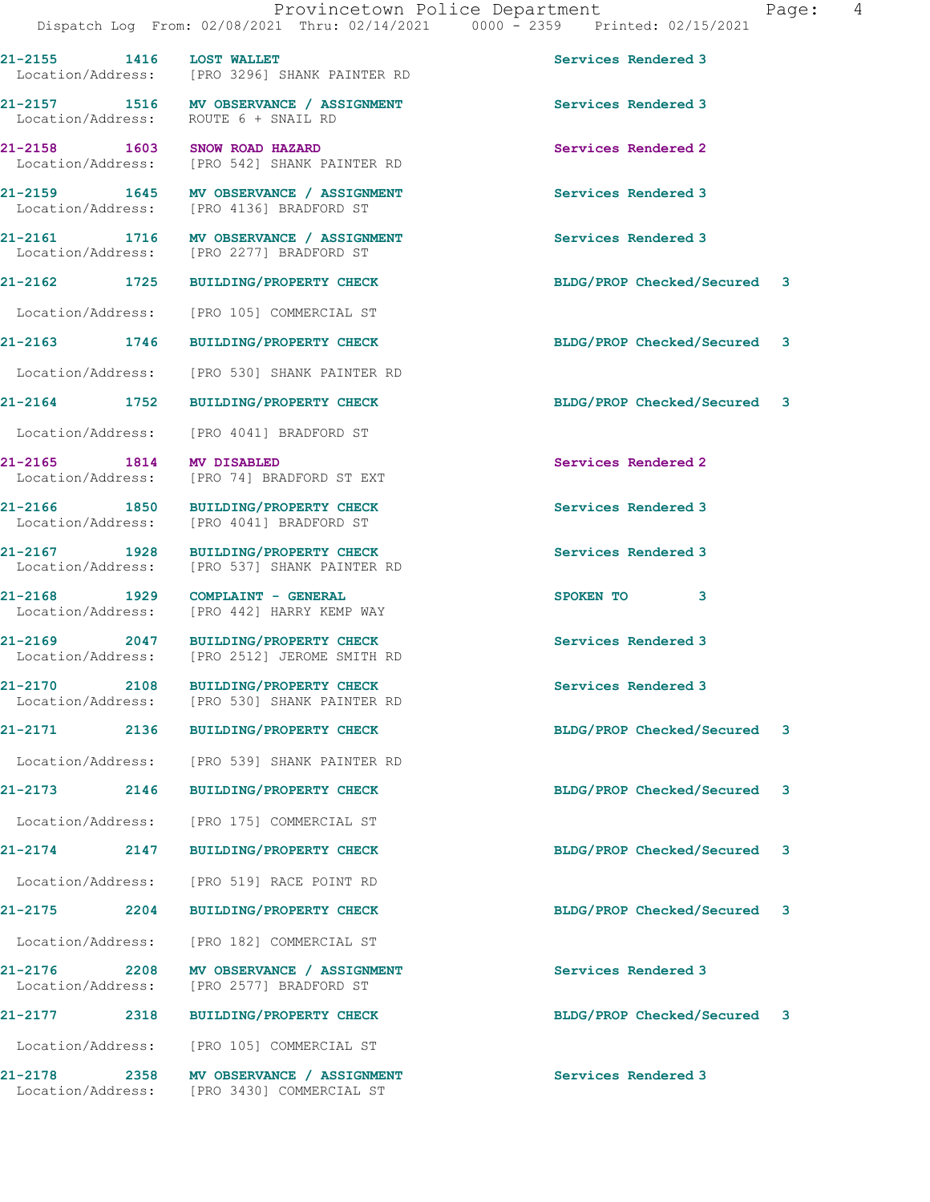21-2155 1416 LOST WALLET Services Rendered 3
Location/Address: [PRO 3296] SHANK PAINTER RD

21-2157 1516 MV OBSERVANCE / ASSIGNMENT Services Rendered 3
Location/Address: ROUTE 6 + SNAIL RD

21-2158 1603 SNOW ROAD HAZARD Services Rendered 2
Location/Address: [PRO 542] SHANK PAINTER RD

21-2159 1645 MV OBSERVANCE / ASSIGNMENT Services Rendered 3
Location/Address: [PRO 4136] BRADFORD ST

21-2161 1716 MV OBSERVANCE / ASSIGNMENT Services Rendered 3
Location/Address: [PRO 2277] BRADFORD ST

21-2162 1725 BUILDING/PROPERTY CHECK BLDG/PROP Checked/Secured 3
Location/Address: [PRO 105] COMMERCIAL ST

21-2163 1746 BUILDING/PROPERTY CHECK BLDG/PROP Checked/Secured 3
Location/Address: [PRO 530] SHANK PAINTER RD

21-2164 1752 BUILDING/PROPERTY CHECK BLDG/PROP Checked/Secured 3
Location/Address: [PRO 4041] BRADFORD ST

21-2165 1814 MV DISABLED Services Rendered 2
Location/Address: [PRO 74] BRADFORD ST EXT

21-2166 1850 BUILDING/PROPERTY CHECK Services Rendered 3
Location/Address: [PRO 4041] BRADFORD ST

21-2167 1928 BUILDING/PROPERTY CHECK Services Rendered 3
Location/Address: [PRO 537] SHANK PAINTER RD

21-2168 1929 COMPLAINT - GENERAL SPOKEN TO 3
Location/Address: [PRO 442] HARRY KEMP WAY

21-2169 2047 BUILDING/PROPERTY CHECK Services Rendered 3
Location/Address: [PRO 2512] JEROME SMITH RD

21-2170 2108 BUILDING/PROPERTY CHECK Services Rendered 3
Location/Address: [PRO 530] SHANK PAINTER RD

21-2171 2136 BUILDING/PROPERTY CHECK BLDG/PROP Checked/Secured 3
Location/Address: [PRO 539] SHANK PAINTER RD

21-2173 2146 BUILDING/PROPERTY CHECK BLDG/PROP Checked/Secured 3
Location/Address: [PRO 175] COMMERCIAL ST

21-2174 2147 BUILDING/PROPERTY CHECK BLDG/PROP Checked/Secured 3
Location/Address: [PRO 519] RACE POINT RD

21-2175 2204 BUILDING/PROPERTY CHECK BLDG/PROP Checked/Secured 3
Location/Address: [PRO 182] COMMERCIAL ST

21-2176 2208 MV OBSERVANCE / ASSIGNMENT Services Rendered 3
Location/Address: [PRO 2577] BRADFORD ST

21-2177 2318 BUILDING/PROPERTY CHECK BLDG/PROP Checked/Secured 3
Location/Address: [PRO 105] COMMERCIAL ST

21-2178 2358 MV OBSERVANCE / ASSIGNMENT Services Rendered 3
Location/Address: [PRO 3430] COMMERCIAL ST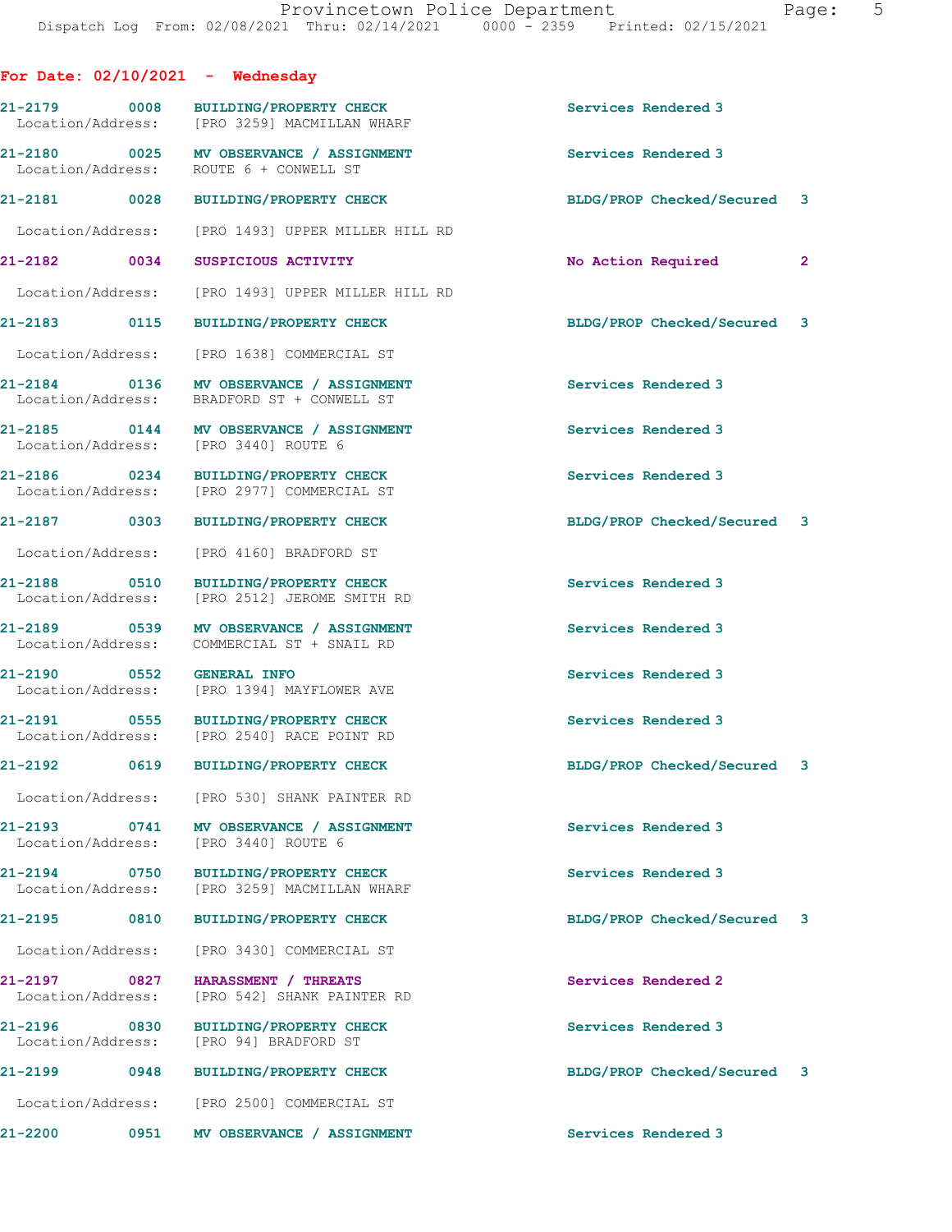## For Date: 02/10/2021 - Wednesday

| | | | |
|---|---|---|---|
| 21-2179 | 0008 | BUILDING/PROPERTY CHECK | Services Rendered 3 |
| Location/Address: | | [PRO 3259] MACMILLAN WHARF | |
| 21-2180 | 0025 | MV OBSERVANCE / ASSIGNMENT | Services Rendered 3 |
| Location/Address: | | ROUTE 6 + CONWELL ST | |
| 21-2181 | 0028 | BUILDING/PROPERTY CHECK | BLDG/PROP Checked/Secured 3 |
| Location/Address: | | [PRO 1493] UPPER MILLER HILL RD | |
| 21-2182 | 0034 | SUSPICIOUS ACTIVITY | No Action Required 2 |
| Location/Address: | | [PRO 1493] UPPER MILLER HILL RD | |
| 21-2183 | 0115 | BUILDING/PROPERTY CHECK | BLDG/PROP Checked/Secured 3 |
| Location/Address: | | [PRO 1638] COMMERCIAL ST | |
| 21-2184 | 0136 | MV OBSERVANCE / ASSIGNMENT | Services Rendered 3 |
| Location/Address: | | BRADFORD ST + CONWELL ST | |
| 21-2185 | 0144 | MV OBSERVANCE / ASSIGNMENT | Services Rendered 3 |
| Location/Address: | | [PRO 3440] ROUTE 6 | |
| 21-2186 | 0234 | BUILDING/PROPERTY CHECK | Services Rendered 3 |
| Location/Address: | | [PRO 2977] COMMERCIAL ST | |
| 21-2187 | 0303 | BUILDING/PROPERTY CHECK | BLDG/PROP Checked/Secured 3 |
| Location/Address: | | [PRO 4160] BRADFORD ST | |
| 21-2188 | 0510 | BUILDING/PROPERTY CHECK | Services Rendered 3 |
| Location/Address: | | [PRO 2512] JEROME SMITH RD | |
| 21-2189 | 0539 | MV OBSERVANCE / ASSIGNMENT | Services Rendered 3 |
| Location/Address: | | COMMERCIAL ST + SNAIL RD | |
| 21-2190 | 0552 | GENERAL INFO | Services Rendered 3 |
| Location/Address: | | [PRO 1394] MAYFLOWER AVE | |
| 21-2191 | 0555 | BUILDING/PROPERTY CHECK | Services Rendered 3 |
| Location/Address: | | [PRO 2540] RACE POINT RD | |
| 21-2192 | 0619 | BUILDING/PROPERTY CHECK | BLDG/PROP Checked/Secured 3 |
| Location/Address: | | [PRO 530] SHANK PAINTER RD | |
| 21-2193 | 0741 | MV OBSERVANCE / ASSIGNMENT | Services Rendered 3 |
| Location/Address: | | [PRO 3440] ROUTE 6 | |
| 21-2194 | 0750 | BUILDING/PROPERTY CHECK | Services Rendered 3 |
| Location/Address: | | [PRO 3259] MACMILLAN WHARF | |
| 21-2195 | 0810 | BUILDING/PROPERTY CHECK | BLDG/PROP Checked/Secured 3 |
| Location/Address: | | [PRO 3430] COMMERCIAL ST | |
| 21-2197 | 0827 | HARASSMENT / THREATS | Services Rendered 2 |
| Location/Address: | | [PRO 542] SHANK PAINTER RD | |
| 21-2196 | 0830 | BUILDING/PROPERTY CHECK | Services Rendered 3 |
| Location/Address: | | [PRO 94] BRADFORD ST | |
| 21-2199 | 0948 | BUILDING/PROPERTY CHECK | BLDG/PROP Checked/Secured 3 |
| Location/Address: | | [PRO 2500] COMMERCIAL ST | |
| 21-2200 | 0951 | MV OBSERVANCE / ASSIGNMENT | Services Rendered 3 |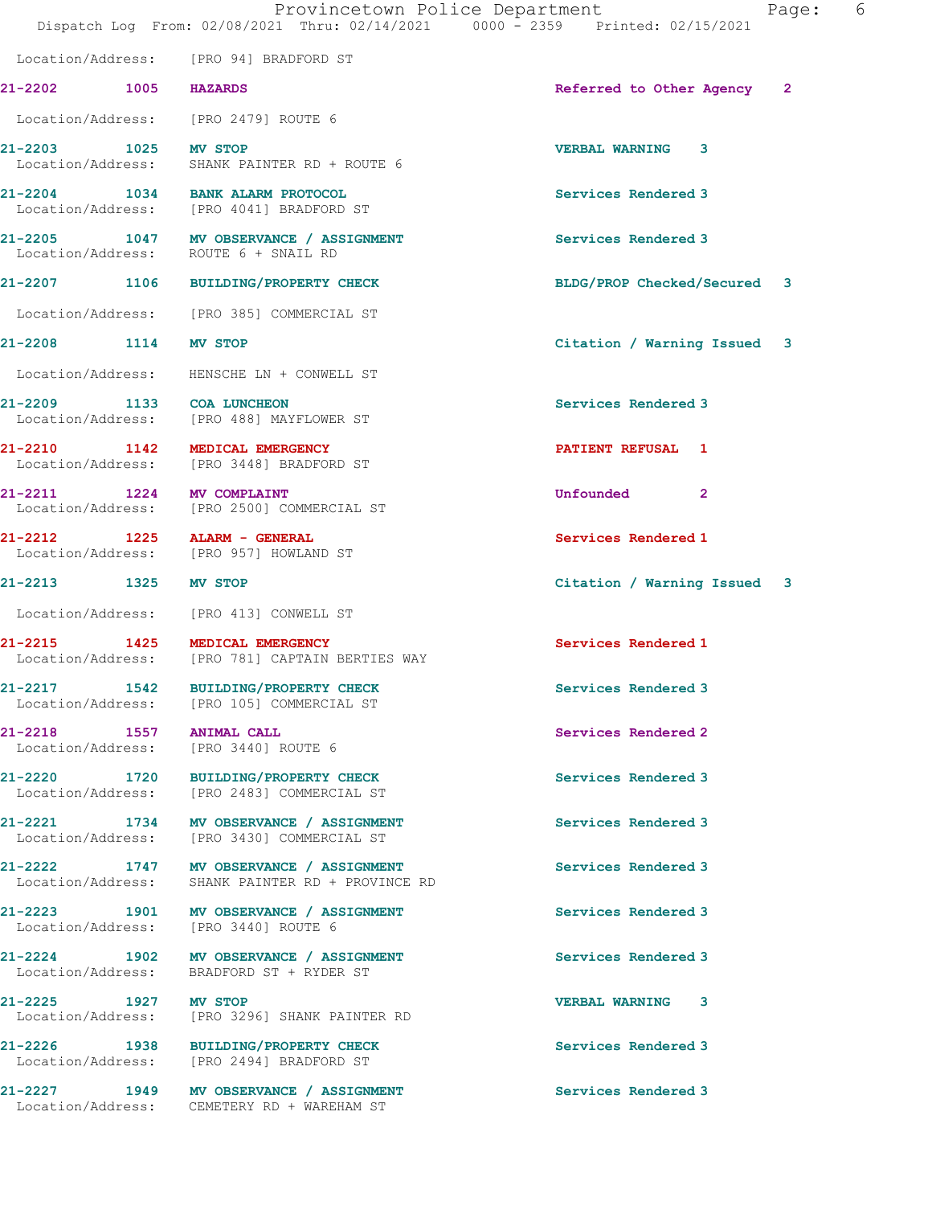Location/Address: [PRO 94] BRADFORD ST

| | | | | |
|---|---|---|---|---|
| 21-2202 | 1005 | HAZARDS | Referred to Other Agency | 2 |
| Location/Address: | [PRO 2479] ROUTE 6 | | | |
| 21-2203 | 1025 | MV STOP | VERBAL WARNING | 3 |
| Location/Address: | SHANK PAINTER RD + ROUTE 6 | | | |
| 21-2204 | 1034 | BANK ALARM PROTOCOL | Services Rendered | 3 |
| Location/Address: | [PRO 4041] BRADFORD ST | | | |
| 21-2205 | 1047 | MV OBSERVANCE / ASSIGNMENT | Services Rendered | 3 |
| Location/Address: | ROUTE 6 + SNAIL RD | | | |
| 21-2207 | 1106 | BUILDING/PROPERTY CHECK | BLDG/PROP Checked/Secured | 3 |
| Location/Address: | [PRO 385] COMMERCIAL ST | | | |
| 21-2208 | 1114 | MV STOP | Citation / Warning Issued | 3 |
| Location/Address: | HENSCHE LN + CONWELL ST | | | |
| 21-2209 | 1133 | COA LUNCHEON | Services Rendered | 3 |
| Location/Address: | [PRO 488] MAYFLOWER ST | | | |
| 21-2210 | 1142 | MEDICAL EMERGENCY | PATIENT REFUSAL | 1 |
| Location/Address: | [PRO 3448] BRADFORD ST | | | |
| 21-2211 | 1224 | MV COMPLAINT | Unfounded | 2 |
| Location/Address: | [PRO 2500] COMMERCIAL ST | | | |
| 21-2212 | 1225 | ALARM - GENERAL | Services Rendered | 1 |
| Location/Address: | [PRO 957] HOWLAND ST | | | |
| 21-2213 | 1325 | MV STOP | Citation / Warning Issued | 3 |
| Location/Address: | [PRO 413] CONWELL ST | | | |
| 21-2215 | 1425 | MEDICAL EMERGENCY | Services Rendered | 1 |
| Location/Address: | [PRO 781] CAPTAIN BERTIES WAY | | | |
| 21-2217 | 1542 | BUILDING/PROPERTY CHECK | Services Rendered | 3 |
| Location/Address: | [PRO 105] COMMERCIAL ST | | | |
| 21-2218 | 1557 | ANIMAL CALL | Services Rendered | 2 |
| Location/Address: | [PRO 3440] ROUTE 6 | | | |
| 21-2220 | 1720 | BUILDING/PROPERTY CHECK | Services Rendered | 3 |
| Location/Address: | [PRO 2483] COMMERCIAL ST | | | |
| 21-2221 | 1734 | MV OBSERVANCE / ASSIGNMENT | Services Rendered | 3 |
| Location/Address: | [PRO 3430] COMMERCIAL ST | | | |
| 21-2222 | 1747 | MV OBSERVANCE / ASSIGNMENT | Services Rendered | 3 |
| Location/Address: | SHANK PAINTER RD + PROVINCE RD | | | |
| 21-2223 | 1901 | MV OBSERVANCE / ASSIGNMENT | Services Rendered | 3 |
| Location/Address: | [PRO 3440] ROUTE 6 | | | |
| 21-2224 | 1902 | MV OBSERVANCE / ASSIGNMENT | Services Rendered | 3 |
| Location/Address: | BRADFORD ST + RYDER ST | | | |
| 21-2225 | 1927 | MV STOP | VERBAL WARNING | 3 |
| Location/Address: | [PRO 3296] SHANK PAINTER RD | | | |
| 21-2226 | 1938 | BUILDING/PROPERTY CHECK | Services Rendered | 3 |
| Location/Address: | [PRO 2494] BRADFORD ST | | | |
| 21-2227 | 1949 | MV OBSERVANCE / ASSIGNMENT | Services Rendered | 3 |
| Location/Address: | CEMETERY RD + WAREHAM ST | | | |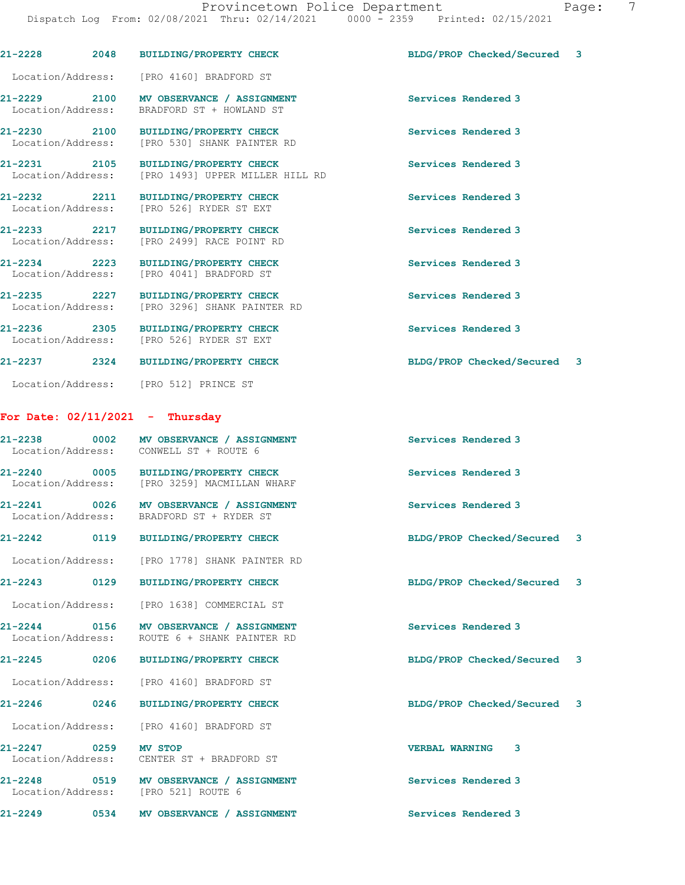21-2228 2048 BUILDING/PROPERTY CHECK BLDG/PROP Checked/Secured 3

Location/Address: [PRO 4160] BRADFORD ST

21-2229 2100 MV OBSERVANCE / ASSIGNMENT Services Rendered 3
Location/Address: BRADFORD ST + HOWLAND ST

21-2230 2100 BUILDING/PROPERTY CHECK Services Rendered 3
Location/Address: [PRO 530] SHANK PAINTER RD

21-2231 2105 BUILDING/PROPERTY CHECK Services Rendered 3
Location/Address: [PRO 1493] UPPER MILLER HILL RD

21-2232 2211 BUILDING/PROPERTY CHECK Services Rendered 3
Location/Address: [PRO 526] RYDER ST EXT

21-2233 2217 BUILDING/PROPERTY CHECK Services Rendered 3
Location/Address: [PRO 2499] RACE POINT RD

21-2234 2223 BUILDING/PROPERTY CHECK Services Rendered 3
Location/Address: [PRO 4041] BRADFORD ST

21-2235 2227 BUILDING/PROPERTY CHECK Services Rendered 3
Location/Address: [PRO 3296] SHANK PAINTER RD

21-2236 2305 BUILDING/PROPERTY CHECK Services Rendered 3
Location/Address: [PRO 526] RYDER ST EXT

21-2237 2324 BUILDING/PROPERTY CHECK BLDG/PROP Checked/Secured 3

Location/Address: [PRO 512] PRINCE ST

**For Date: 02/11/2021 - Thursday**

21-2238 0002 MV OBSERVANCE / ASSIGNMENT Services Rendered 3
Location/Address: CONWELL ST + ROUTE 6

21-2240 0005 BUILDING/PROPERTY CHECK Services Rendered 3
Location/Address: [PRO 3259] MACMILLAN WHARF

21-2241 0026 MV OBSERVANCE / ASSIGNMENT Services Rendered 3
Location/Address: BRADFORD ST + RYDER ST

21-2242 0119 BUILDING/PROPERTY CHECK BLDG/PROP Checked/Secured 3

Location/Address: [PRO 1778] SHANK PAINTER RD

21-2243 0129 BUILDING/PROPERTY CHECK BLDG/PROP Checked/Secured 3

Location/Address: [PRO 1638] COMMERCIAL ST

21-2244 0156 MV OBSERVANCE / ASSIGNMENT Services Rendered 3
Location/Address: ROUTE 6 + SHANK PAINTER RD

21-2245 0206 BUILDING/PROPERTY CHECK BLDG/PROP Checked/Secured 3

Location/Address: [PRO 4160] BRADFORD ST

21-2246 0246 BUILDING/PROPERTY CHECK BLDG/PROP Checked/Secured 3

Location/Address: [PRO 4160] BRADFORD ST

21-2247 0259 MV STOP VERBAL WARNING 3
Location/Address: CENTER ST + BRADFORD ST

21-2248 0519 MV OBSERVANCE / ASSIGNMENT Services Rendered 3
Location/Address: [PRO 521] ROUTE 6

21-2249 0534 MV OBSERVANCE / ASSIGNMENT Services Rendered 3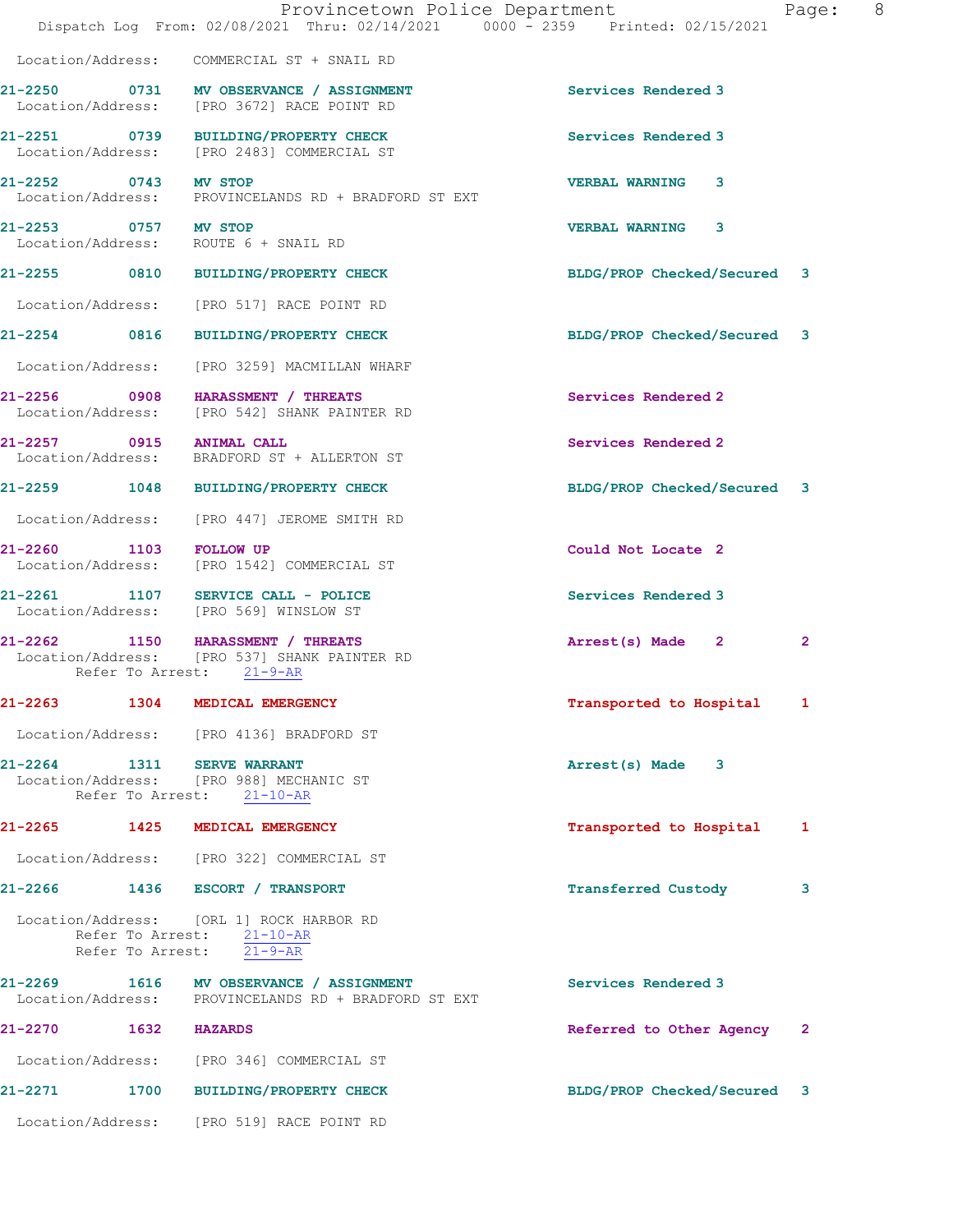Location/Address: COMMERCIAL ST + SNAIL RD

21-2250 0731 MV OBSERVANCE / ASSIGNMENT Services Rendered 3
Location/Address: [PRO 3672] RACE POINT RD

21-2251 0739 BUILDING/PROPERTY CHECK Services Rendered 3
Location/Address: [PRO 2483] COMMERCIAL ST

21-2252 0743 MV STOP VERBAL WARNING 3
Location/Address: PROVINCELANDS RD + BRADFORD ST EXT

21-2253 0757 MV STOP VERBAL WARNING 3
Location/Address: ROUTE 6 + SNAIL RD

21-2255 0810 BUILDING/PROPERTY CHECK BLDG/PROP Checked/Secured 3
Location/Address: [PRO 517] RACE POINT RD

21-2254 0816 BUILDING/PROPERTY CHECK BLDG/PROP Checked/Secured 3
Location/Address: [PRO 3259] MACMILLAN WHARF

21-2256 0908 HARASSMENT / THREATS Services Rendered 2
Location/Address: [PRO 542] SHANK PAINTER RD

21-2257 0915 ANIMAL CALL Services Rendered 2
Location/Address: BRADFORD ST + ALLERTON ST

21-2259 1048 BUILDING/PROPERTY CHECK BLDG/PROP Checked/Secured 3
Location/Address: [PRO 447] JEROME SMITH RD

21-2260 1103 FOLLOW UP Could Not Locate 2
Location/Address: [PRO 1542] COMMERCIAL ST

21-2261 1107 SERVICE CALL - POLICE Services Rendered 3
Location/Address: [PRO 569] WINSLOW ST

21-2262 1150 HARASSMENT / THREATS Arrest(s) Made 2 2
Location/Address: [PRO 537] SHANK PAINTER RD
Refer To Arrest: 21-9-AR

21-2263 1304 MEDICAL EMERGENCY Transported to Hospital 1
Location/Address: [PRO 4136] BRADFORD ST

21-2264 1311 SERVE WARRANT Arrest(s) Made 3
Location/Address: [PRO 988] MECHANIC ST
Refer To Arrest: 21-10-AR

21-2265 1425 MEDICAL EMERGENCY Transported to Hospital 1
Location/Address: [PRO 322] COMMERCIAL ST

21-2266 1436 ESCORT / TRANSPORT Transferred Custody 3
Location/Address: [ORL 1] ROCK HARBOR RD
Refer To Arrest: 21-10-AR
Refer To Arrest: 21-9-AR

21-2269 1616 MV OBSERVANCE / ASSIGNMENT Services Rendered 3
Location/Address: PROVINCELANDS RD + BRADFORD ST EXT

21-2270 1632 HAZARDS Referred to Other Agency 2
Location/Address: [PRO 346] COMMERCIAL ST

21-2271 1700 BUILDING/PROPERTY CHECK BLDG/PROP Checked/Secured 3
Location/Address: [PRO 519] RACE POINT RD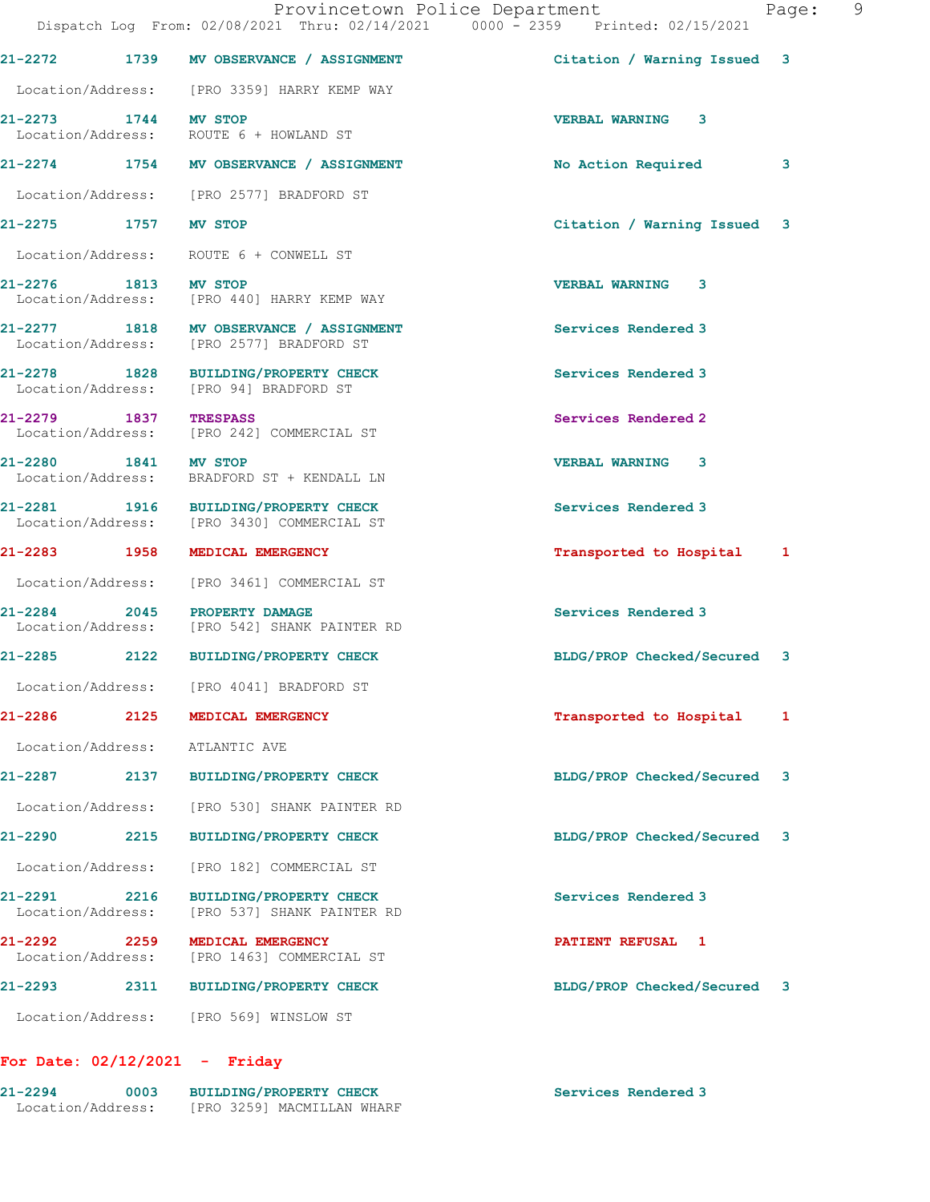21-2272 1739 MV OBSERVANCE / ASSIGNMENT Citation / Warning Issued 3

Location/Address: [PRO 3359] HARRY KEMP WAY

21-2273 1744 MV STOP VERBAL WARNING 3
Location/Address: ROUTE 6 + HOWLAND ST

21-2274 1754 MV OBSERVANCE / ASSIGNMENT No Action Required 3

Location/Address: [PRO 2577] BRADFORD ST

21-2275 1757 MV STOP Citation / Warning Issued 3

Location/Address: ROUTE 6 + CONWELL ST

21-2276 1813 MV STOP VERBAL WARNING 3
Location/Address: [PRO 440] HARRY KEMP WAY

21-2277 1818 MV OBSERVANCE / ASSIGNMENT Services Rendered 3
Location/Address: [PRO 2577] BRADFORD ST

21-2278 1828 BUILDING/PROPERTY CHECK Services Rendered 3
Location/Address: [PRO 94] BRADFORD ST

21-2279 1837 TRESPASS Services Rendered 2
Location/Address: [PRO 242] COMMERCIAL ST

21-2280 1841 MV STOP VERBAL WARNING 3
Location/Address: BRADFORD ST + KENDALL LN

21-2281 1916 BUILDING/PROPERTY CHECK Services Rendered 3
Location/Address: [PRO 3430] COMMERCIAL ST

21-2283 1958 MEDICAL EMERGENCY Transported to Hospital 1

Location/Address: [PRO 3461] COMMERCIAL ST

21-2284 2045 PROPERTY DAMAGE Services Rendered 3
Location/Address: [PRO 542] SHANK PAINTER RD

21-2285 2122 BUILDING/PROPERTY CHECK BLDG/PROP Checked/Secured 3

Location/Address: [PRO 4041] BRADFORD ST

21-2286 2125 MEDICAL EMERGENCY Transported to Hospital 1

Location/Address: ATLANTIC AVE

21-2287 2137 BUILDING/PROPERTY CHECK BLDG/PROP Checked/Secured 3

Location/Address: [PRO 530] SHANK PAINTER RD

21-2290 2215 BUILDING/PROPERTY CHECK BLDG/PROP Checked/Secured 3

Location/Address: [PRO 182] COMMERCIAL ST

21-2291 2216 BUILDING/PROPERTY CHECK Services Rendered 3
Location/Address: [PRO 537] SHANK PAINTER RD

21-2292 2259 MEDICAL EMERGENCY PATIENT REFUSAL 1
Location/Address: [PRO 1463] COMMERCIAL ST

21-2293 2311 BUILDING/PROPERTY CHECK BLDG/PROP Checked/Secured 3

Location/Address: [PRO 569] WINSLOW ST

**For Date: 02/12/2021 - Friday**

21-2294 0003 BUILDING/PROPERTY CHECK Services Rendered 3
Location/Address: [PRO 3259] MACMILLAN WHARF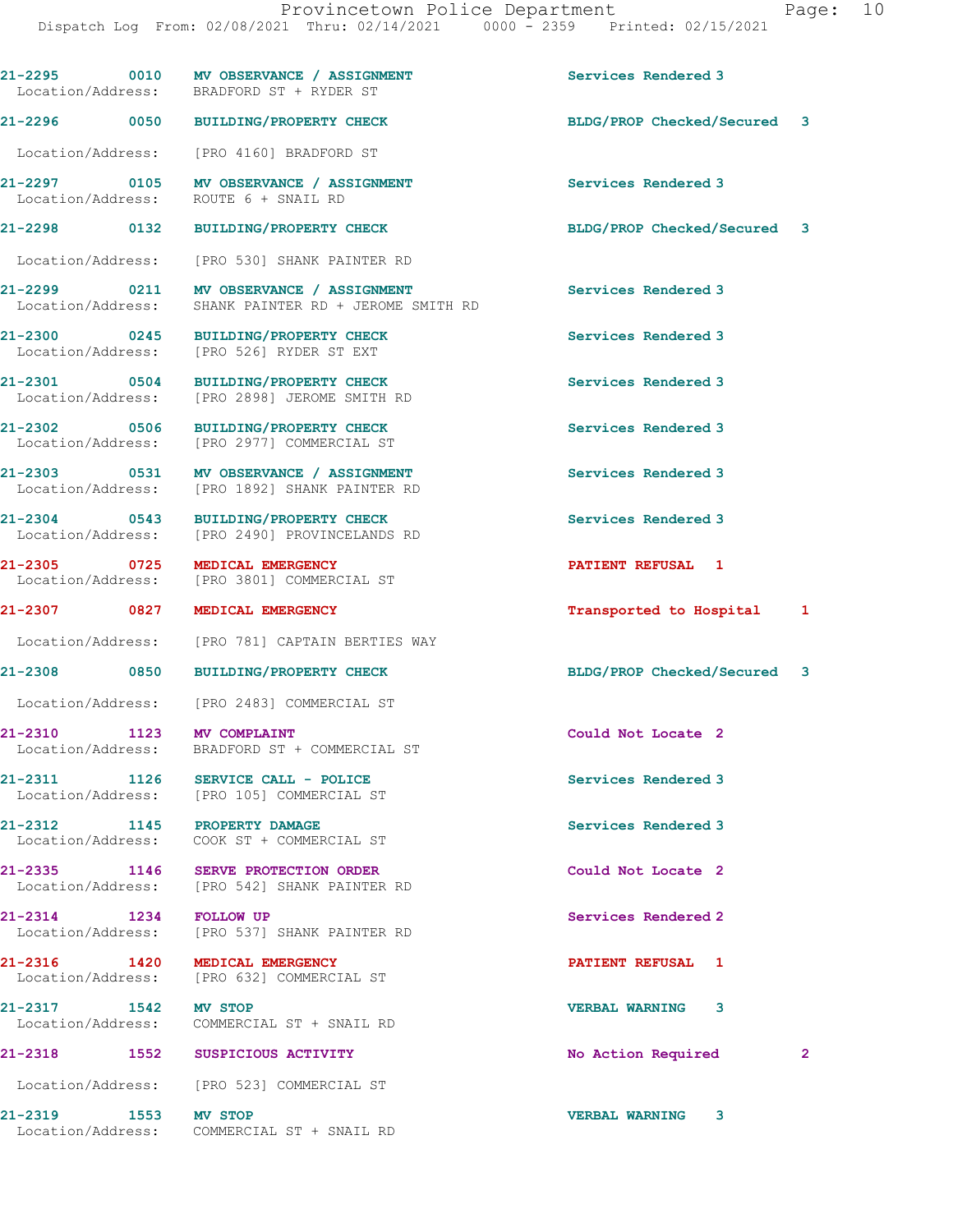21-2295 0010 MV OBSERVANCE / ASSIGNMENT Services Rendered 3
Location/Address: BRADFORD ST + RYDER ST

21-2296 0050 BUILDING/PROPERTY CHECK BLDG/PROP Checked/Secured 3
Location/Address: [PRO 4160] BRADFORD ST

21-2297 0105 MV OBSERVANCE / ASSIGNMENT Services Rendered 3
Location/Address: ROUTE 6 + SNAIL RD

21-2298 0132 BUILDING/PROPERTY CHECK BLDG/PROP Checked/Secured 3
Location/Address: [PRO 530] SHANK PAINTER RD

21-2299 0211 MV OBSERVANCE / ASSIGNMENT Services Rendered 3
Location/Address: SHANK PAINTER RD + JEROME SMITH RD

21-2300 0245 BUILDING/PROPERTY CHECK Services Rendered 3
Location/Address: [PRO 526] RYDER ST EXT

21-2301 0504 BUILDING/PROPERTY CHECK Services Rendered 3
Location/Address: [PRO 2898] JEROME SMITH RD

21-2302 0506 BUILDING/PROPERTY CHECK Services Rendered 3
Location/Address: [PRO 2977] COMMERCIAL ST

21-2303 0531 MV OBSERVANCE / ASSIGNMENT Services Rendered 3
Location/Address: [PRO 1892] SHANK PAINTER RD

21-2304 0543 BUILDING/PROPERTY CHECK Services Rendered 3
Location/Address: [PRO 2490] PROVINCELANDS RD

21-2305 0725 MEDICAL EMERGENCY PATIENT REFUSAL 1
Location/Address: [PRO 3801] COMMERCIAL ST

21-2307 0827 MEDICAL EMERGENCY Transported to Hospital 1
Location/Address: [PRO 781] CAPTAIN BERTIES WAY

21-2308 0850 BUILDING/PROPERTY CHECK BLDG/PROP Checked/Secured 3
Location/Address: [PRO 2483] COMMERCIAL ST

21-2310 1123 MV COMPLAINT Could Not Locate 2
Location/Address: BRADFORD ST + COMMERCIAL ST

21-2311 1126 SERVICE CALL - POLICE Services Rendered 3
Location/Address: [PRO 105] COMMERCIAL ST

21-2312 1145 PROPERTY DAMAGE Services Rendered 3
Location/Address: COOK ST + COMMERCIAL ST

21-2335 1146 SERVE PROTECTION ORDER Could Not Locate 2
Location/Address: [PRO 542] SHANK PAINTER RD

21-2314 1234 FOLLOW UP Services Rendered 2
Location/Address: [PRO 537] SHANK PAINTER RD

21-2316 1420 MEDICAL EMERGENCY PATIENT REFUSAL 1
Location/Address: [PRO 632] COMMERCIAL ST

21-2317 1542 MV STOP VERBAL WARNING 3
Location/Address: COMMERCIAL ST + SNAIL RD

21-2318 1552 SUSPICIOUS ACTIVITY No Action Required 2
Location/Address: [PRO 523] COMMERCIAL ST

21-2319 1553 MV STOP VERBAL WARNING 3
Location/Address: COMMERCIAL ST + SNAIL RD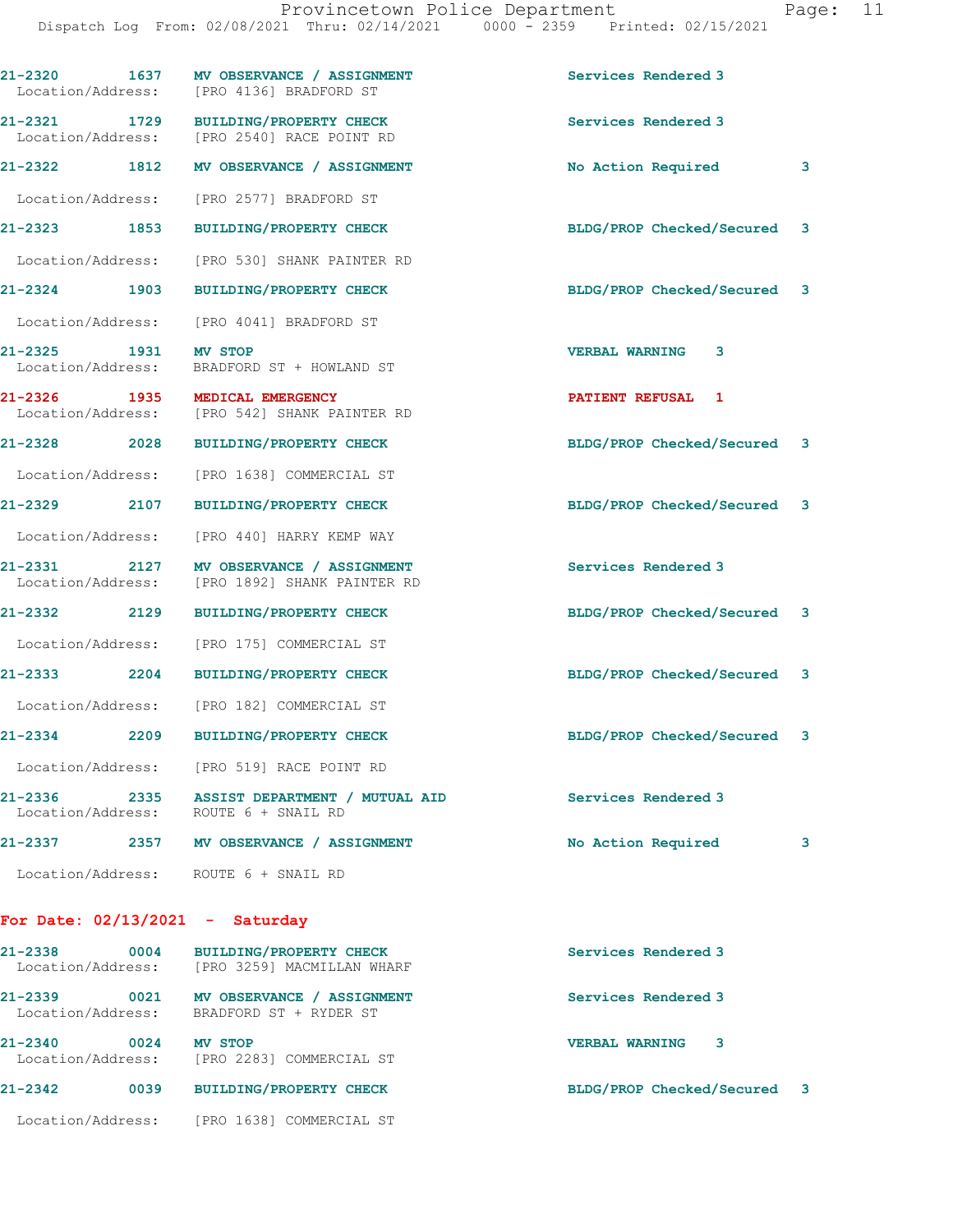21-2320 1637 MV OBSERVANCE / ASSIGNMENT Services Rendered 3
Location/Address: [PRO 4136] BRADFORD ST

21-2321 1729 BUILDING/PROPERTY CHECK Services Rendered 3
Location/Address: [PRO 2540] RACE POINT RD

21-2322 1812 MV OBSERVANCE / ASSIGNMENT No Action Required 3
Location/Address: [PRO 2577] BRADFORD ST

21-2323 1853 BUILDING/PROPERTY CHECK BLDG/PROP Checked/Secured 3
Location/Address: [PRO 530] SHANK PAINTER RD

21-2324 1903 BUILDING/PROPERTY CHECK BLDG/PROP Checked/Secured 3
Location/Address: [PRO 4041] BRADFORD ST

21-2325 1931 MV STOP VERBAL WARNING 3
Location/Address: BRADFORD ST + HOWLAND ST

21-2326 1935 MEDICAL EMERGENCY PATIENT REFUSAL 1
Location/Address: [PRO 542] SHANK PAINTER RD

21-2328 2028 BUILDING/PROPERTY CHECK BLDG/PROP Checked/Secured 3
Location/Address: [PRO 1638] COMMERCIAL ST

21-2329 2107 BUILDING/PROPERTY CHECK BLDG/PROP Checked/Secured 3
Location/Address: [PRO 440] HARRY KEMP WAY

21-2331 2127 MV OBSERVANCE / ASSIGNMENT Services Rendered 3
Location/Address: [PRO 1892] SHANK PAINTER RD

21-2332 2129 BUILDING/PROPERTY CHECK BLDG/PROP Checked/Secured 3
Location/Address: [PRO 175] COMMERCIAL ST

21-2333 2204 BUILDING/PROPERTY CHECK BLDG/PROP Checked/Secured 3
Location/Address: [PRO 182] COMMERCIAL ST

21-2334 2209 BUILDING/PROPERTY CHECK BLDG/PROP Checked/Secured 3
Location/Address: [PRO 519] RACE POINT RD

21-2336 2335 ASSIST DEPARTMENT / MUTUAL AID Services Rendered 3
Location/Address: ROUTE 6 + SNAIL RD

21-2337 2357 MV OBSERVANCE / ASSIGNMENT No Action Required 3
Location/Address: ROUTE 6 + SNAIL RD

**For Date: 02/13/2021 - Saturday**

21-2338 0004 BUILDING/PROPERTY CHECK Services Rendered 3
Location/Address: [PRO 3259] MACMILLAN WHARF

21-2339 0021 MV OBSERVANCE / ASSIGNMENT Services Rendered 3
Location/Address: BRADFORD ST + RYDER ST

21-2340 0024 MV STOP VERBAL WARNING 3
Location/Address: [PRO 2283] COMMERCIAL ST

21-2342 0039 BUILDING/PROPERTY CHECK BLDG/PROP Checked/Secured 3
Location/Address: [PRO 1638] COMMERCIAL ST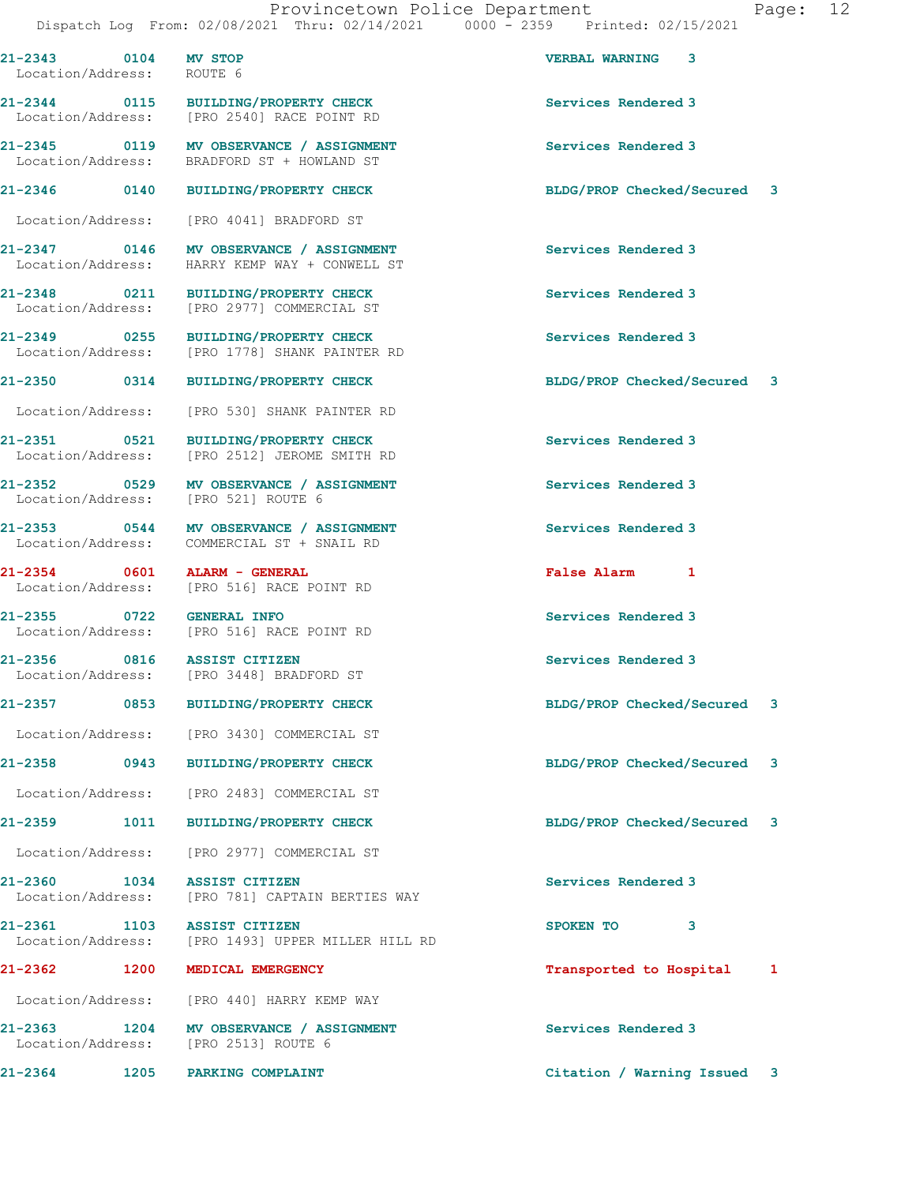21-2343 0104 **MV STOP** VERBAL WARNING 3
Location/Address: ROUTE 6

21-2344 0115 **BUILDING/PROPERTY CHECK** Services Rendered 3
Location/Address: [PRO 2540] RACE POINT RD

21-2345 0119 **MV OBSERVANCE / ASSIGNMENT** Services Rendered 3
Location/Address: BRADFORD ST + HOWLAND ST

21-2346 0140 **BUILDING/PROPERTY CHECK** BLDG/PROP Checked/Secured 3
Location/Address: [PRO 4041] BRADFORD ST

21-2347 0146 **MV OBSERVANCE / ASSIGNMENT** Services Rendered 3
Location/Address: HARRY KEMP WAY + CONWELL ST

21-2348 0211 **BUILDING/PROPERTY CHECK** Services Rendered 3
Location/Address: [PRO 2977] COMMERCIAL ST

21-2349 0255 **BUILDING/PROPERTY CHECK** Services Rendered 3
Location/Address: [PRO 1778] SHANK PAINTER RD

21-2350 0314 **BUILDING/PROPERTY CHECK** BLDG/PROP Checked/Secured 3
Location/Address: [PRO 530] SHANK PAINTER RD

21-2351 0521 **BUILDING/PROPERTY CHECK** Services Rendered 3
Location/Address: [PRO 2512] JEROME SMITH RD

21-2352 0529 **MV OBSERVANCE / ASSIGNMENT** Services Rendered 3
Location/Address: [PRO 521] ROUTE 6

21-2353 0544 **MV OBSERVANCE / ASSIGNMENT** Services Rendered 3
Location/Address: COMMERCIAL ST + SNAIL RD

21-2354 0601 **ALARM - GENERAL** False Alarm 1
Location/Address: [PRO 516] RACE POINT RD

21-2355 0722 **GENERAL INFO** Services Rendered 3
Location/Address: [PRO 516] RACE POINT RD

21-2356 0816 **ASSIST CITIZEN** Services Rendered 3
Location/Address: [PRO 3448] BRADFORD ST

21-2357 0853 **BUILDING/PROPERTY CHECK** BLDG/PROP Checked/Secured 3
Location/Address: [PRO 3430] COMMERCIAL ST

21-2358 0943 **BUILDING/PROPERTY CHECK** BLDG/PROP Checked/Secured 3
Location/Address: [PRO 2483] COMMERCIAL ST

21-2359 1011 **BUILDING/PROPERTY CHECK** BLDG/PROP Checked/Secured 3
Location/Address: [PRO 2977] COMMERCIAL ST

21-2360 1034 **ASSIST CITIZEN** Services Rendered 3
Location/Address: [PRO 781] CAPTAIN BERTIES WAY

21-2361 1103 **ASSIST CITIZEN** SPOKEN TO 3
Location/Address: [PRO 1493] UPPER MILLER HILL RD

21-2362 1200 **MEDICAL EMERGENCY** Transported to Hospital 1
Location/Address: [PRO 440] HARRY KEMP WAY

21-2363 1204 **MV OBSERVANCE / ASSIGNMENT** Services Rendered 3
Location/Address: [PRO 2513] ROUTE 6

21-2364 1205 **PARKING COMPLAINT** Citation / Warning Issued 3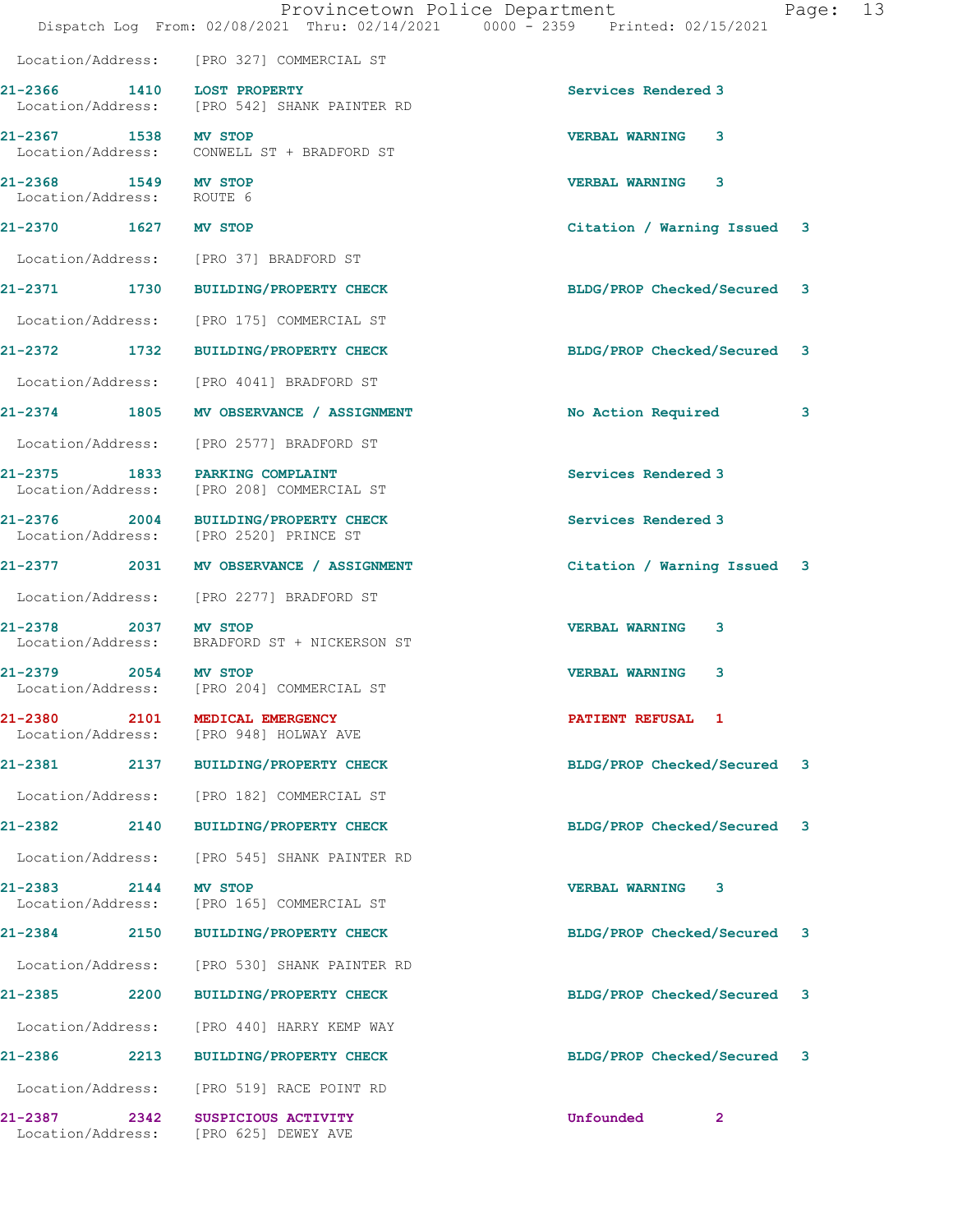Location/Address: [PRO 327] COMMERCIAL ST

| | | | | |
|---|---|---|---|---|
| 21-2366 | 1410 | LOST PROPERTY | Services Rendered | 3 |
| | | Location/Address: [PRO 542] SHANK PAINTER RD | | |
| 21-2367 | 1538 | MV STOP | VERBAL WARNING | 3 |
| | | Location/Address: CONWELL ST + BRADFORD ST | | |
| 21-2368 | 1549 | MV STOP | VERBAL WARNING | 3 |
| | | Location/Address: ROUTE 6 | | |
| 21-2370 | 1627 | MV STOP | Citation / Warning Issued | 3 |
| | | Location/Address: [PRO 37] BRADFORD ST | | |
| 21-2371 | 1730 | BUILDING/PROPERTY CHECK | BLDG/PROP Checked/Secured | 3 |
| | | Location/Address: [PRO 175] COMMERCIAL ST | | |
| 21-2372 | 1732 | BUILDING/PROPERTY CHECK | BLDG/PROP Checked/Secured | 3 |
| | | Location/Address: [PRO 4041] BRADFORD ST | | |
| 21-2374 | 1805 | MV OBSERVANCE / ASSIGNMENT | No Action Required | 3 |
| | | Location/Address: [PRO 2577] BRADFORD ST | | |
| 21-2375 | 1833 | PARKING COMPLAINT | Services Rendered | 3 |
| | | Location/Address: [PRO 208] COMMERCIAL ST | | |
| 21-2376 | 2004 | BUILDING/PROPERTY CHECK | Services Rendered | 3 |
| | | Location/Address: [PRO 2520] PRINCE ST | | |
| 21-2377 | 2031 | MV OBSERVANCE / ASSIGNMENT | Citation / Warning Issued | 3 |
| | | Location/Address: [PRO 2277] BRADFORD ST | | |
| 21-2378 | 2037 | MV STOP | VERBAL WARNING | 3 |
| | | Location/Address: BRADFORD ST + NICKERSON ST | | |
| 21-2379 | 2054 | MV STOP | VERBAL WARNING | 3 |
| | | Location/Address: [PRO 204] COMMERCIAL ST | | |
| 21-2380 | 2101 | MEDICAL EMERGENCY | PATIENT REFUSAL | 1 |
| | | Location/Address: [PRO 948] HOLWAY AVE | | |
| 21-2381 | 2137 | BUILDING/PROPERTY CHECK | BLDG/PROP Checked/Secured | 3 |
| | | Location/Address: [PRO 182] COMMERCIAL ST | | |
| 21-2382 | 2140 | BUILDING/PROPERTY CHECK | BLDG/PROP Checked/Secured | 3 |
| | | Location/Address: [PRO 545] SHANK PAINTER RD | | |
| 21-2383 | 2144 | MV STOP | VERBAL WARNING | 3 |
| | | Location/Address: [PRO 165] COMMERCIAL ST | | |
| 21-2384 | 2150 | BUILDING/PROPERTY CHECK | BLDG/PROP Checked/Secured | 3 |
| | | Location/Address: [PRO 530] SHANK PAINTER RD | | |
| 21-2385 | 2200 | BUILDING/PROPERTY CHECK | BLDG/PROP Checked/Secured | 3 |
| | | Location/Address: [PRO 440] HARRY KEMP WAY | | |
| 21-2386 | 2213 | BUILDING/PROPERTY CHECK | BLDG/PROP Checked/Secured | 3 |
| | | Location/Address: [PRO 519] RACE POINT RD | | |
| 21-2387 | 2342 | SUSPICIOUS ACTIVITY | Unfounded | 2 |
| | | Location/Address: [PRO 625] DEWEY AVE | | |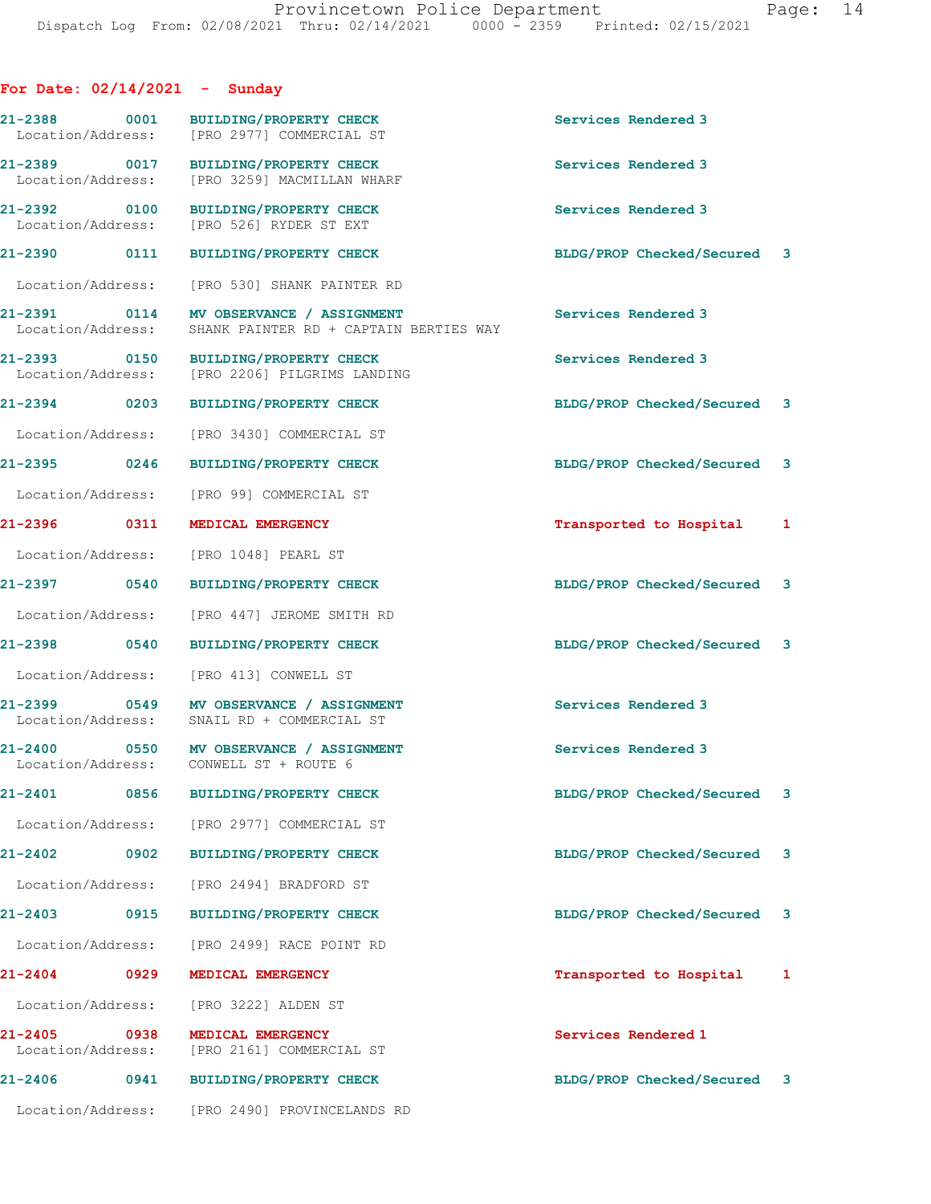## For Date: 02/14/2021 - Sunday

| Call # | Time | Call Type | Disposition | Priority |
|---|---|---|---|---|
| 21-2388 | 0001 | BUILDING/PROPERTY CHECK | Services Rendered | 3 |
| Location/Address: | | [PRO 2977] COMMERCIAL ST | | |
| 21-2389 | 0017 | BUILDING/PROPERTY CHECK | Services Rendered | 3 |
| Location/Address: | | [PRO 3259] MACMILLAN WHARF | | |
| 21-2392 | 0100 | BUILDING/PROPERTY CHECK | Services Rendered | 3 |
| Location/Address: | | [PRO 526] RYDER ST EXT | | |
| 21-2390 | 0111 | BUILDING/PROPERTY CHECK | BLDG/PROP Checked/Secured | 3 |
| Location/Address: | | [PRO 530] SHANK PAINTER RD | | |
| 21-2391 | 0114 | MV OBSERVANCE / ASSIGNMENT | Services Rendered | 3 |
| Location/Address: | | SHANK PAINTER RD + CAPTAIN BERTIES WAY | | |
| 21-2393 | 0150 | BUILDING/PROPERTY CHECK | Services Rendered | 3 |
| Location/Address: | | [PRO 2206] PILGRIMS LANDING | | |
| 21-2394 | 0203 | BUILDING/PROPERTY CHECK | BLDG/PROP Checked/Secured | 3 |
| Location/Address: | | [PRO 3430] COMMERCIAL ST | | |
| 21-2395 | 0246 | BUILDING/PROPERTY CHECK | BLDG/PROP Checked/Secured | 3 |
| Location/Address: | | [PRO 99] COMMERCIAL ST | | |
| 21-2396 | 0311 | MEDICAL EMERGENCY | Transported to Hospital | 1 |
| Location/Address: | | [PRO 1048] PEARL ST | | |
| 21-2397 | 0540 | BUILDING/PROPERTY CHECK | BLDG/PROP Checked/Secured | 3 |
| Location/Address: | | [PRO 447] JEROME SMITH RD | | |
| 21-2398 | 0540 | BUILDING/PROPERTY CHECK | BLDG/PROP Checked/Secured | 3 |
| Location/Address: | | [PRO 413] CONWELL ST | | |
| 21-2399 | 0549 | MV OBSERVANCE / ASSIGNMENT | Services Rendered | 3 |
| Location/Address: | | SNAIL RD + COMMERCIAL ST | | |
| 21-2400 | 0550 | MV OBSERVANCE / ASSIGNMENT | Services Rendered | 3 |
| Location/Address: | | CONWELL ST + ROUTE 6 | | |
| 21-2401 | 0856 | BUILDING/PROPERTY CHECK | BLDG/PROP Checked/Secured | 3 |
| Location/Address: | | [PRO 2977] COMMERCIAL ST | | |
| 21-2402 | 0902 | BUILDING/PROPERTY CHECK | BLDG/PROP Checked/Secured | 3 |
| Location/Address: | | [PRO 2494] BRADFORD ST | | |
| 21-2403 | 0915 | BUILDING/PROPERTY CHECK | BLDG/PROP Checked/Secured | 3 |
| Location/Address: | | [PRO 2499] RACE POINT RD | | |
| 21-2404 | 0929 | MEDICAL EMERGENCY | Transported to Hospital | 1 |
| Location/Address: | | [PRO 3222] ALDEN ST | | |
| 21-2405 | 0938 | MEDICAL EMERGENCY | Services Rendered | 1 |
| Location/Address: | | [PRO 2161] COMMERCIAL ST | | |
| 21-2406 | 0941 | BUILDING/PROPERTY CHECK | BLDG/PROP Checked/Secured | 3 |
| Location/Address: | | [PRO 2490] PROVINCELANDS RD | | |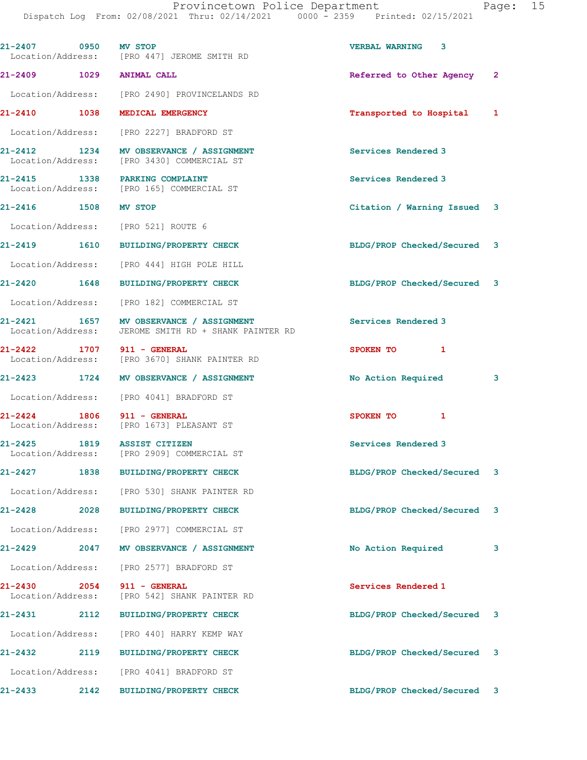21-2407 0950 MV STOP VERBAL WARNING 3
Location/Address: [PRO 447] JEROME SMITH RD

21-2409 1029 ANIMAL CALL Referred to Other Agency 2
Location/Address: [PRO 2490] PROVINCELANDS RD

21-2410 1038 MEDICAL EMERGENCY Transported to Hospital 1
Location/Address: [PRO 2227] BRADFORD ST

21-2412 1234 MV OBSERVANCE / ASSIGNMENT Services Rendered 3
Location/Address: [PRO 3430] COMMERCIAL ST

21-2415 1338 PARKING COMPLAINT Services Rendered 3
Location/Address: [PRO 165] COMMERCIAL ST

21-2416 1508 MV STOP Citation / Warning Issued 3
Location/Address: [PRO 521] ROUTE 6

21-2419 1610 BUILDING/PROPERTY CHECK BLDG/PROP Checked/Secured 3
Location/Address: [PRO 444] HIGH POLE HILL

21-2420 1648 BUILDING/PROPERTY CHECK BLDG/PROP Checked/Secured 3
Location/Address: [PRO 182] COMMERCIAL ST

21-2421 1657 MV OBSERVANCE / ASSIGNMENT Services Rendered 3
Location/Address: JEROME SMITH RD + SHANK PAINTER RD

21-2422 1707 911 - GENERAL SPOKEN TO 1
Location/Address: [PRO 3670] SHANK PAINTER RD

21-2423 1724 MV OBSERVANCE / ASSIGNMENT No Action Required 3
Location/Address: [PRO 4041] BRADFORD ST

21-2424 1806 911 - GENERAL SPOKEN TO 1
Location/Address: [PRO 1673] PLEASANT ST

21-2425 1819 ASSIST CITIZEN Services Rendered 3
Location/Address: [PRO 2909] COMMERCIAL ST

21-2427 1838 BUILDING/PROPERTY CHECK BLDG/PROP Checked/Secured 3
Location/Address: [PRO 530] SHANK PAINTER RD

21-2428 2028 BUILDING/PROPERTY CHECK BLDG/PROP Checked/Secured 3
Location/Address: [PRO 2977] COMMERCIAL ST

21-2429 2047 MV OBSERVANCE / ASSIGNMENT No Action Required 3
Location/Address: [PRO 2577] BRADFORD ST

21-2430 2054 911 - GENERAL Services Rendered 1
Location/Address: [PRO 542] SHANK PAINTER RD

21-2431 2112 BUILDING/PROPERTY CHECK BLDG/PROP Checked/Secured 3
Location/Address: [PRO 440] HARRY KEMP WAY

21-2432 2119 BUILDING/PROPERTY CHECK BLDG/PROP Checked/Secured 3
Location/Address: [PRO 4041] BRADFORD ST

21-2433 2142 BUILDING/PROPERTY CHECK BLDG/PROP Checked/Secured 3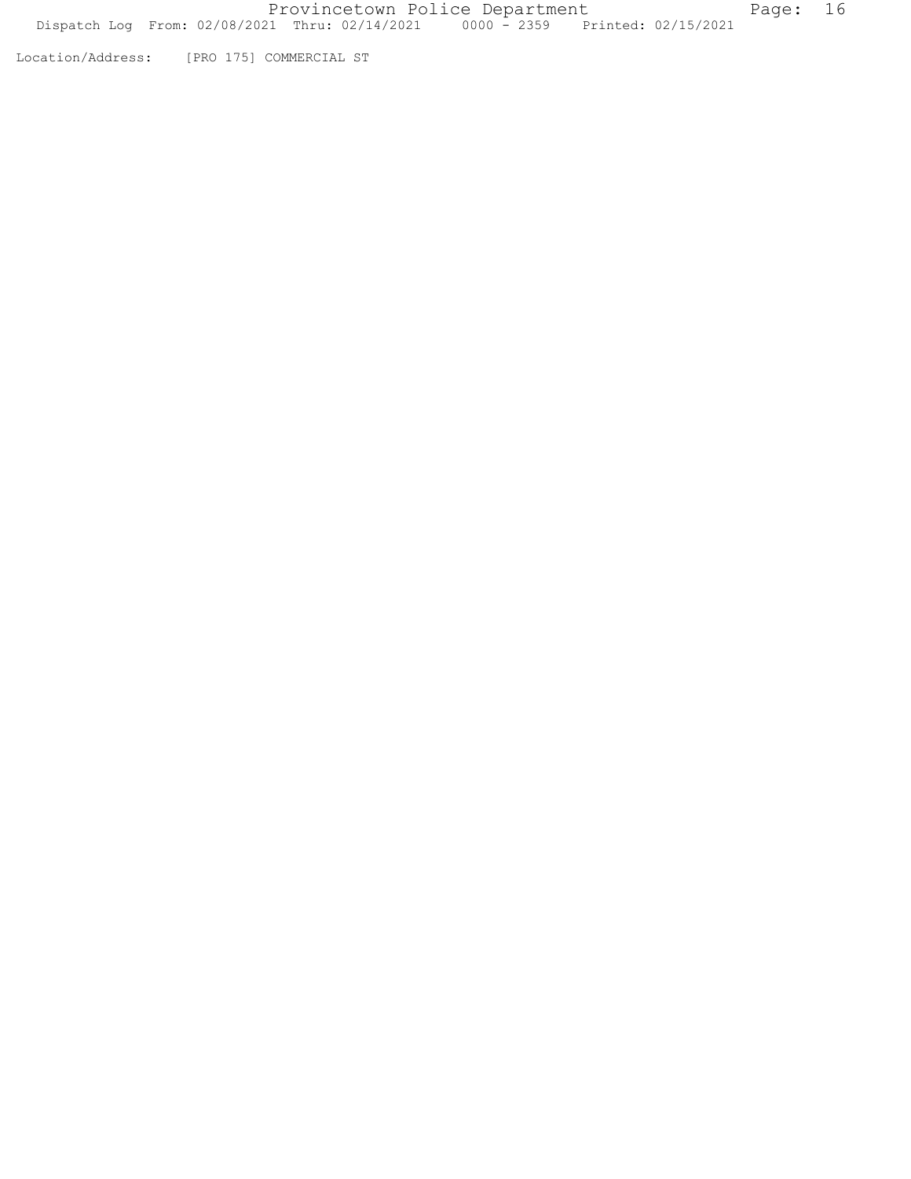Location/Address: [PRO 175] COMMERCIAL ST